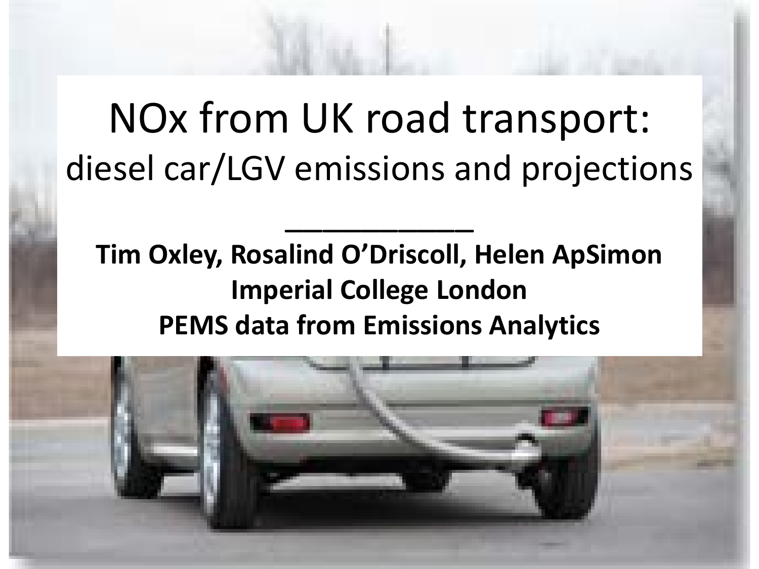# NOx from UK road transport:

## diesel car/LGV emissions and projections

---

**Tim Oxley, Rosalind O'Driscoll, Helen ApSimon**

**Imperial College London**

**PEMS data from Emissions Analytics**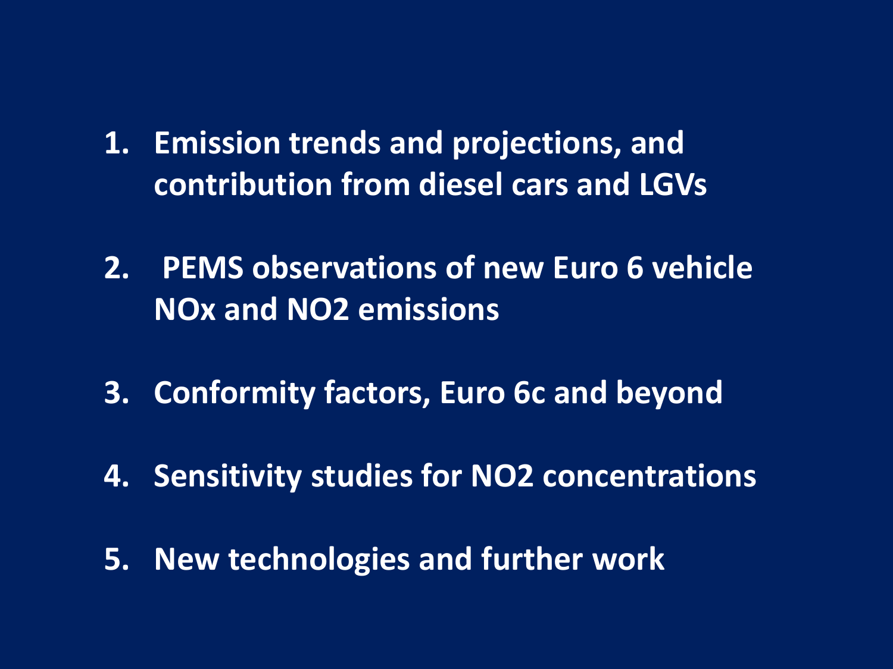1. **Emission trends and projections, and contribution from diesel cars and LGVs**
2. **PEMS observations of new Euro 6 vehicle NOx and $NO_2$ emissions**
3. **Conformity factors, Euro 6c and beyond**
4. **Sensitivity studies for $NO_2$ concentrations**
5. **New technologies and further work**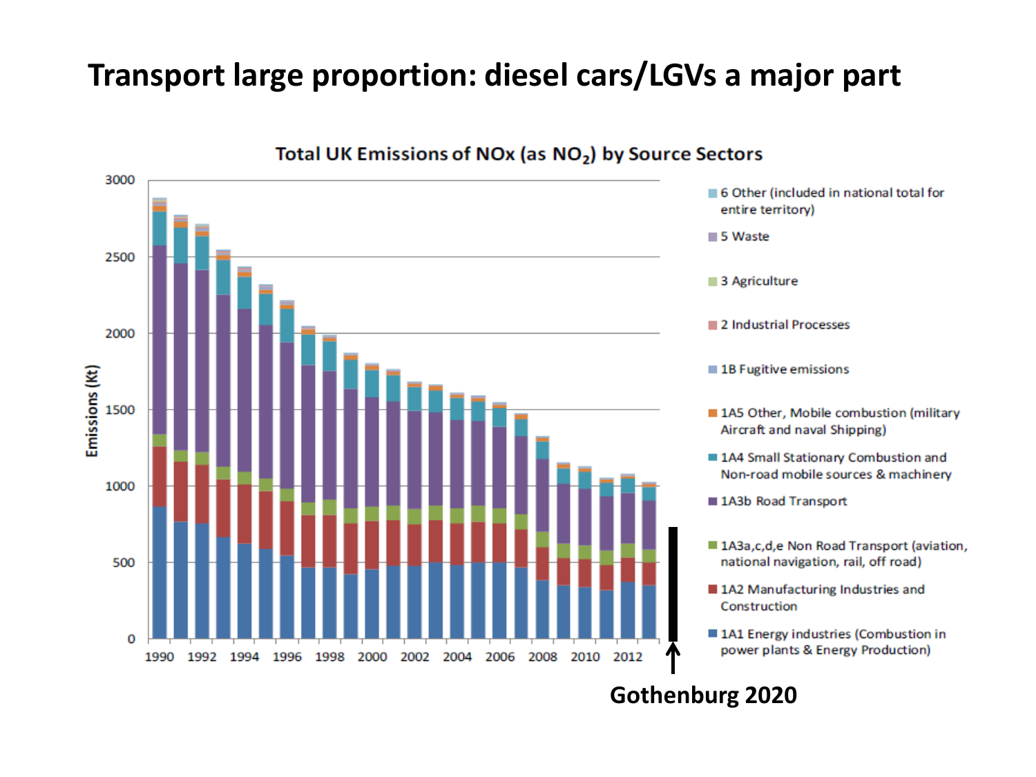# Transport large proportion: diesel cars/LGVs a major part

**Total UK Emissions of NOx (as $NO_2$) by Source Sectors**

Emissions (Kt)

3000, 2500, 2000, 1500, 1000, 500, 0

1990 1992 1994 1996 1998 2000 2002 2004 2006 2008 2010 2012

- 6 Other (included in national total for entire territory)
- 5 Waste
- 3 Agriculture
- 2 Industrial Processes
- 1B Fugitive emissions
- 1A5 Other, Mobile combustion (military Aircraft and naval Shipping)
- 1A4 Small Stationary Combustion and Non-road mobile sources & machinery
- 1A3b Road Transport
- 1A3a,c,d,e Non Road Transport (aviation, national navigation, rail, off road)
- 1A2 Manufacturing Industries and Construction
- 1A1 Energy industries (Combustion in power plants & Energy Production)

**Gothenburg 2020**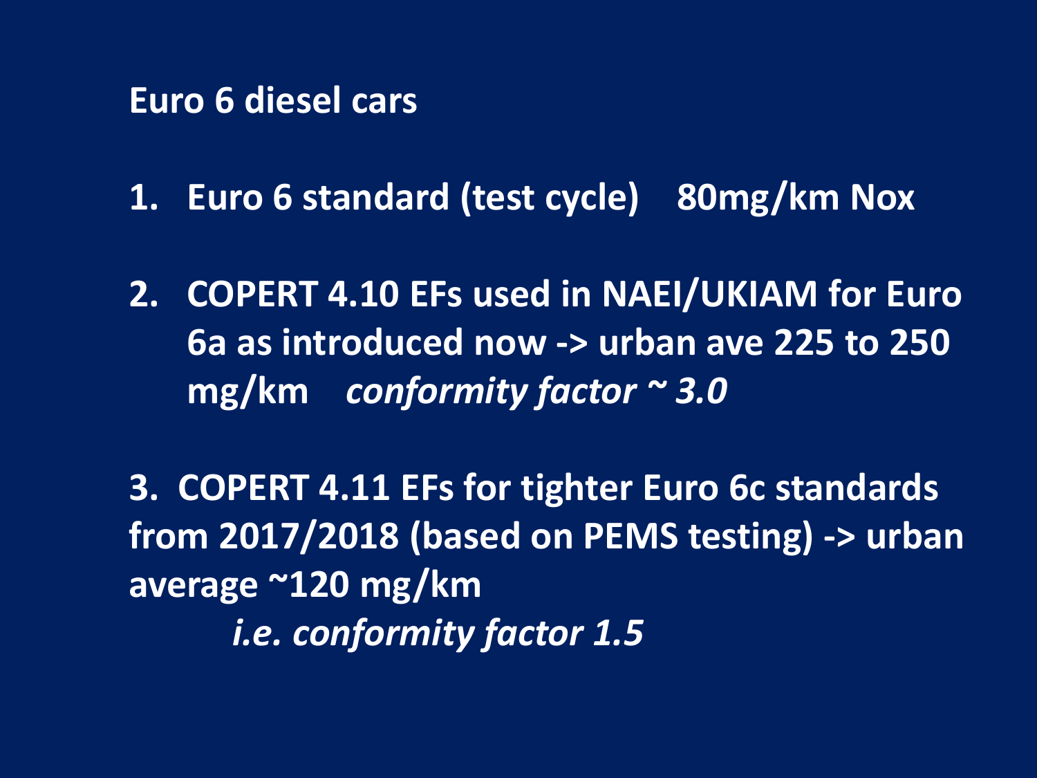## Euro 6 diesel cars

1. Euro 6 standard (test cycle)    80mg/km Nox

2. COPERT 4.10 EFs used in NAEI/UKIAM for Euro 6a as introduced now -> urban ave 225 to 250 mg/km    *conformity factor ~ 3.0*

3. COPERT 4.11 EFs for tighter Euro 6c standards from 2017/2018 (based on PEMS testing) -> urban average ~120 mg/km
   *i.e. conformity factor 1.5*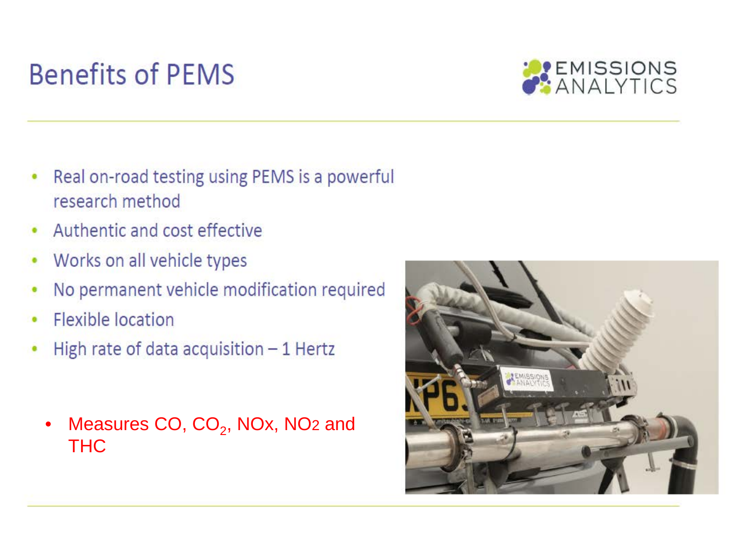# Benefits of PEMS

- Real on-road testing using PEMS is a powerful research method
- Authentic and cost effective
- Works on all vehicle types
- No permanent vehicle modification required
- Flexible location
- High rate of data acquisition – 1 Hertz

- Measures CO, $CO_2$, NOx, NO2 and THC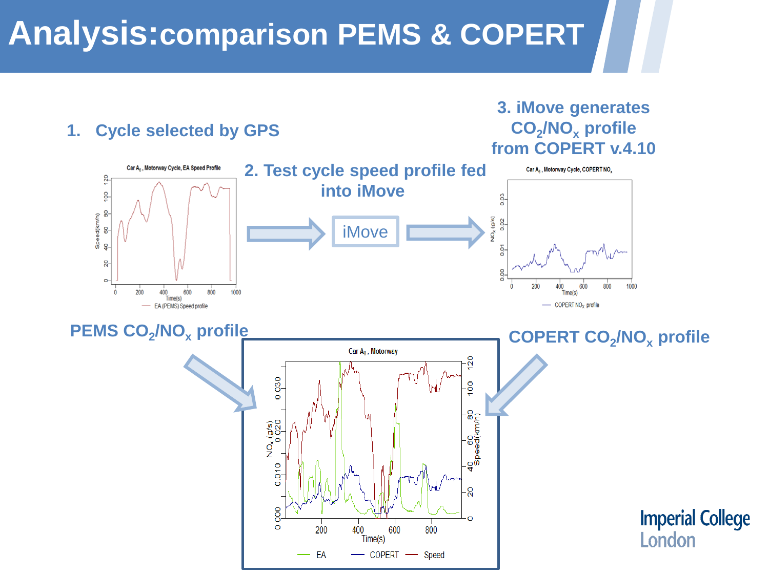# Analysis: comparison PEMS & COPERT

1. Cycle selected by GPS

2. Test cycle speed profile fed into iMove

3. iMove generates $CO_2/NO_x$ profile from COPERT v.4.10

iMove

Car $A_6$, Motorway Cycle, EA Speed Profile

Speed(km/h) — Time(s)

— EA (PEMS) Speed profile

Car $A_6$, Motorway Cycle, COPERT $NO_x$

$NO_x$ (g/s) — Time(s)

— COPERT $NO_x$ profile

PEMS $CO_2/NO_x$ profile

COPERT $CO_2/NO_x$ profile

Car $A_6$, Motorway

$NO_x$ (g/s) — Time(s) — Speed(km/h)

— EA — COPERT — Speed

Imperial College London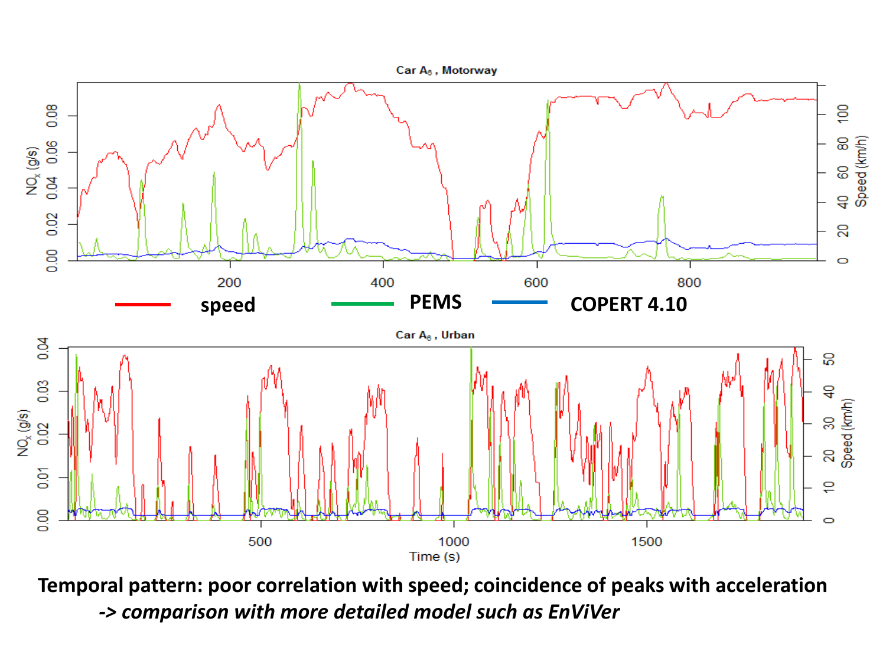Car $A_6$, Motorway

speed — PEMS — COPERT 4.10

Car $A_6$, Urban

**Temporal pattern: poor correlation with speed; coincidence of peaks with acceleration**

***-> comparison with more detailed model such as EnViVer***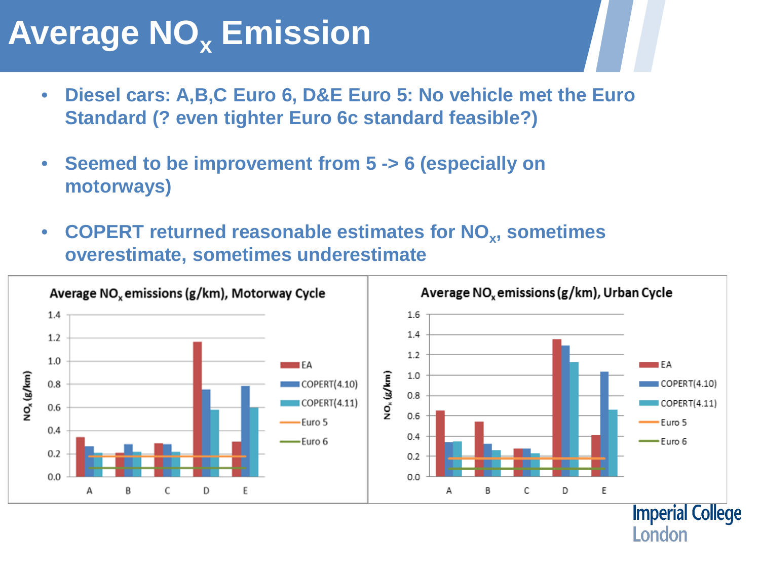# Average $NO_x$ Emission

- **Diesel cars: A,B,C Euro 6, D&E Euro 5: No vehicle met the Euro Standard (? even tighter Euro 6c standard feasible?)**
- **Seemed to be improvement from 5 -> 6 (especially on motorways)**
- **COPERT returned reasonable estimates for $NO_x$, sometimes overestimate, sometimes underestimate**

**Average $NO_x$ emissions (g/km), Motorway Cycle**

**Average $NO_x$ emissions (g/km), Urban Cycle**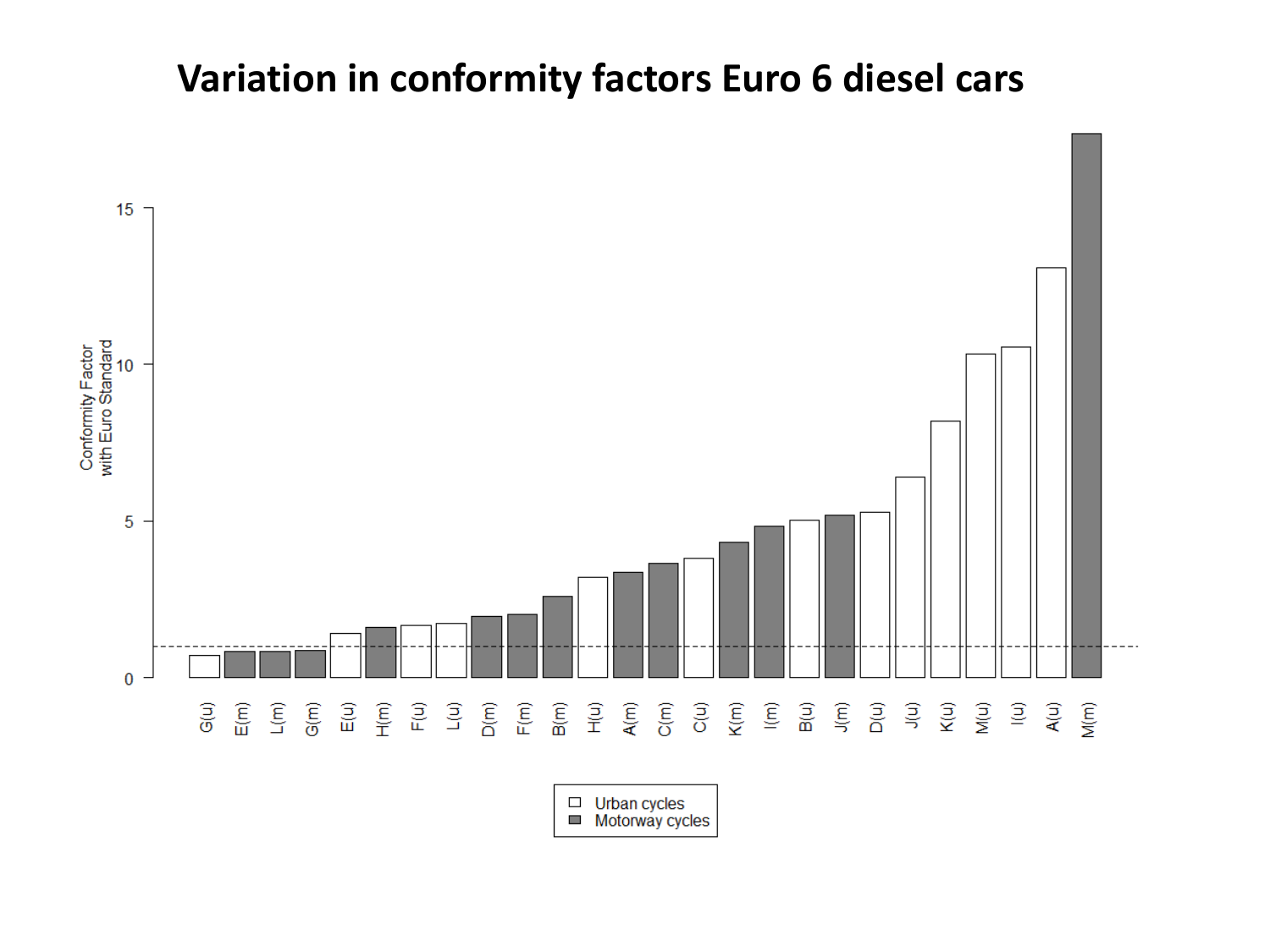# Variation in conformity factors Euro 6 diesel cars

Conformity Factor with Euro Standard

0, 5, 10, 15

G(u), E(m), L(m), G(m), E(u), H(m), F(u), L(u), D(m), F(m), B(m), H(u), A(m), C(m), C(u), K(m), I(m), B(u), J(m), D(u), J(u), K(u), M(u), I(u), A(u), M(m)

- Urban cycles
- Motorway cycles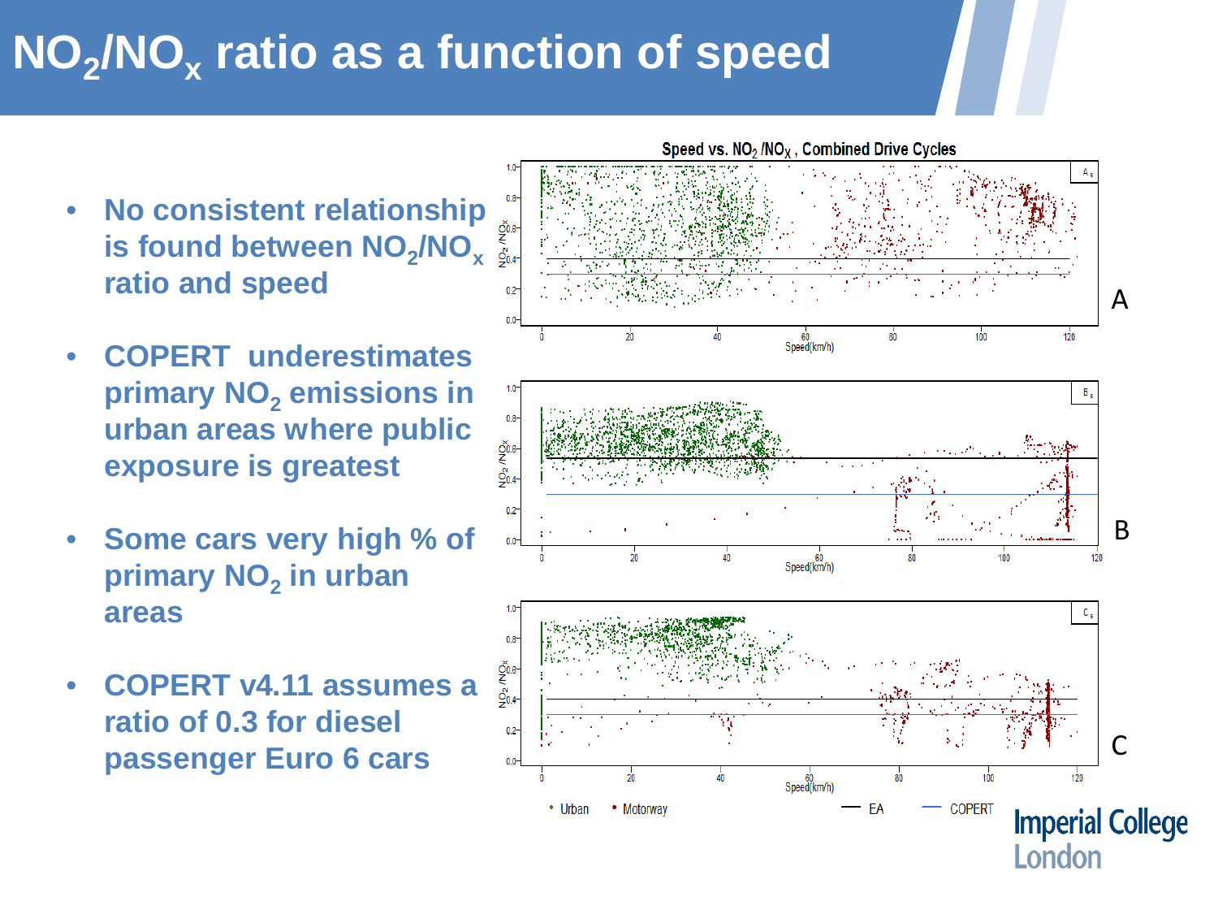# $NO_2/NO_x$ ratio as a function of speed

- **No consistent relationship is found between $NO_2/NO_x$ ratio and speed**
- **COPERT underestimates primary $NO_2$ emissions in urban areas where public exposure is greatest**
- **Some cars very high % of primary $NO_2$ in urban areas**
- **COPERT v4.11 assumes a ratio of 0.3 for diesel passenger Euro 6 cars**

Speed vs. $NO_2/NO_X$, Combined Drive Cycles

A

B

C

Urban • Motorway — EA — COPERT

Imperial College London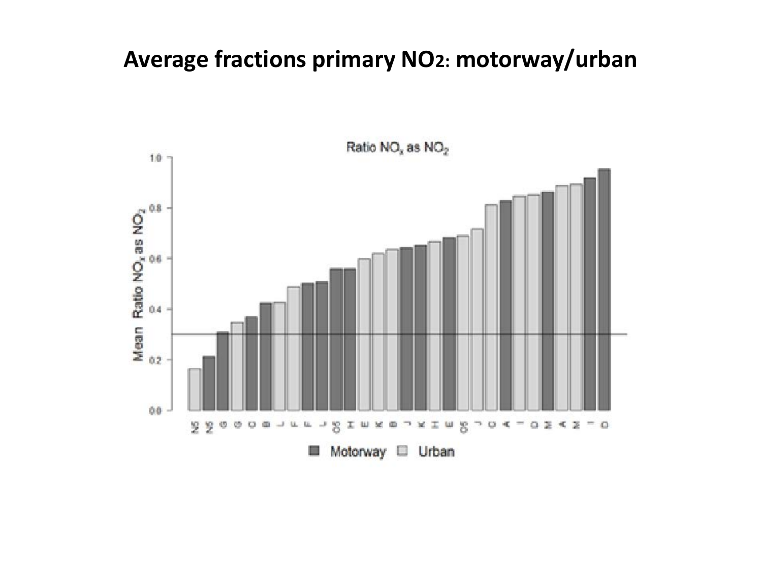# Average fractions primary $NO_2$: motorway/urban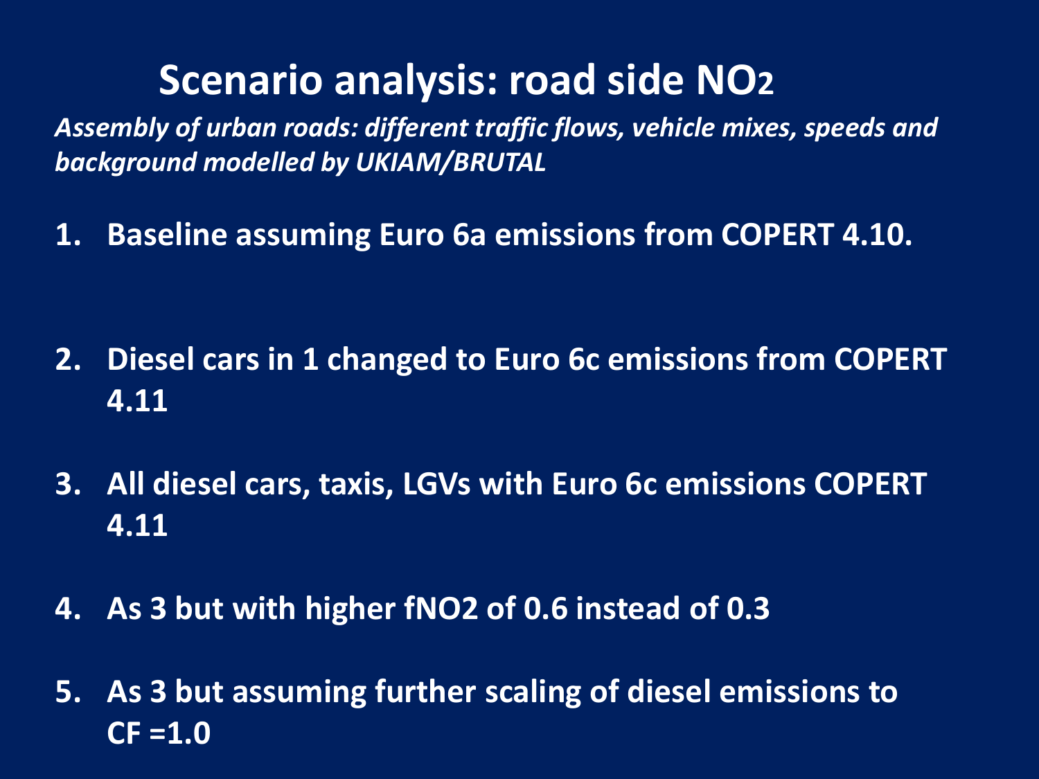# Scenario analysis: road side $NO_2$

*Assembly of urban roads: different traffic flows, vehicle mixes, speeds and background modelled by UKIAM/BRUTAL*

1. **Baseline assuming Euro 6a emissions from COPERT 4.10.**
2. **Diesel cars in 1 changed to Euro 6c emissions from COPERT 4.11**
3. **All diesel cars, taxis, LGVs with Euro 6c emissions COPERT 4.11**
4. **As 3 but with higher $fNO_2$ of 0.6 instead of 0.3**
5. **As 3 but assuming further scaling of diesel emissions to CF =1.0**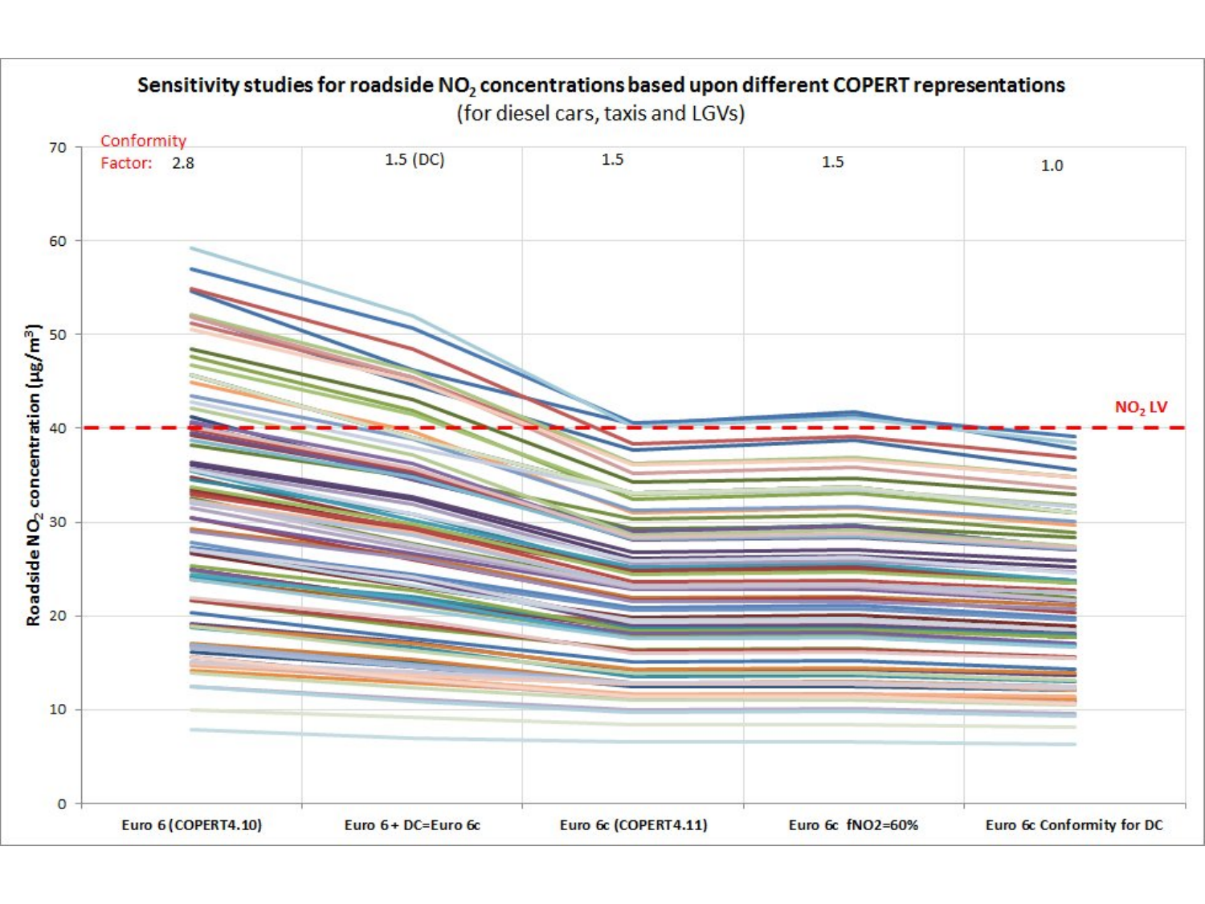**Sensitivity studies for roadside $NO_2$ concentrations based upon different COPERT representations**

(for diesel cars, taxis and LGVs)

Conformity Factor: 2.8 | 1.5 (DC) | 1.5 | 1.5 | 1.0

$NO_2$ LV

Roadside $NO_2$ concentration ($\mu g/m^3$)

70, 60, 50, 40, 30, 20, 10, 0

Euro 6 (COPERT4.10) | Euro 6 + DC=Euro 6c | Euro 6c (COPERT4.11) | Euro 6c fNO2=60% | Euro 6c Conformity for DC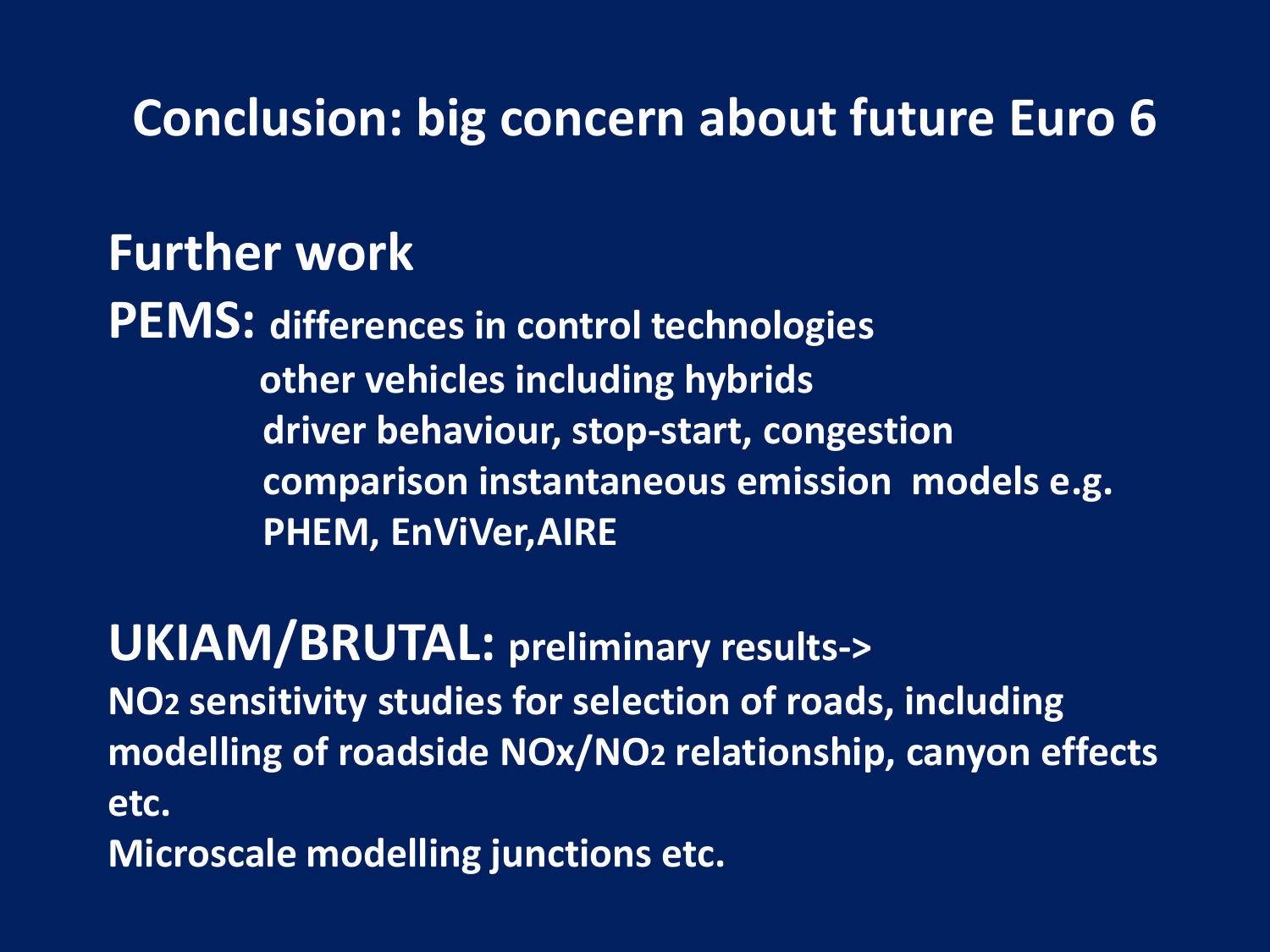# Conclusion: big concern about future Euro 6

## Further work

**PEMS:** differences in control technologies

other vehicles including hybrids

driver behaviour, stop-start, congestion

comparison instantaneous emission models e.g. PHEM, EnViVer,AIRE

**UKIAM/BRUTAL:** preliminary results->

$NO_2$ sensitivity studies for selection of roads, including modelling of roadside $NO_x$/$NO_2$ relationship, canyon effects etc.

Microscale modelling junctions etc.